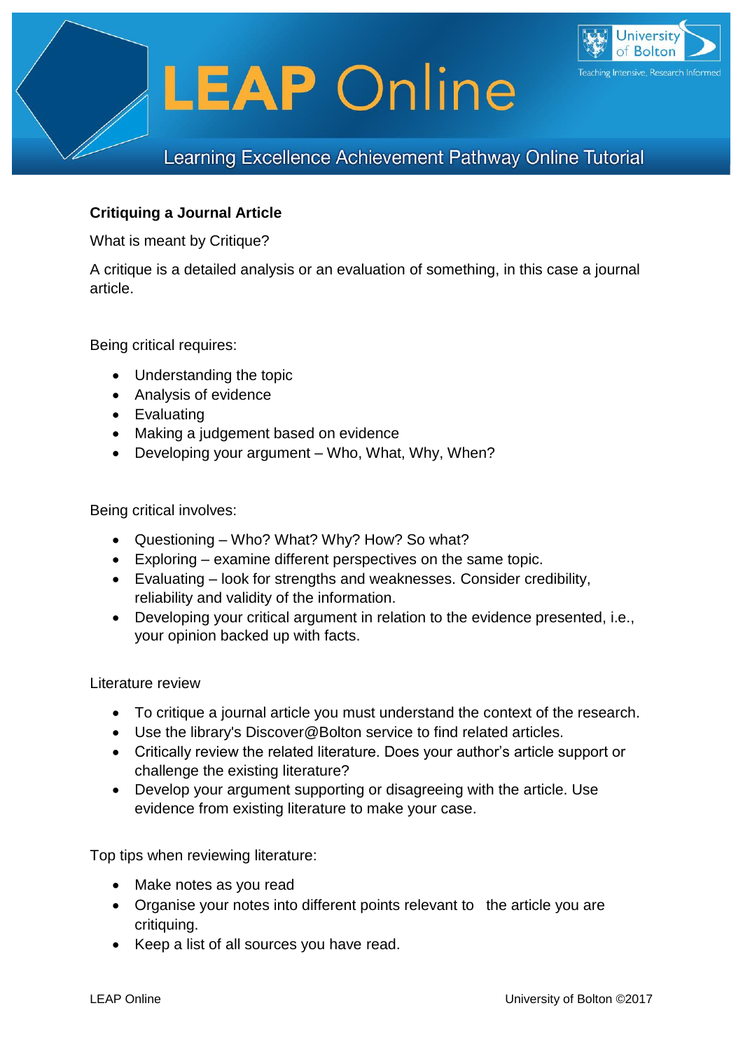# LEAP Online

Learning Excellence Achievement Pathway Online Tutorial

## Critiquing a Journal Article

What is meant by Critique?

A critique is a detailed analysis or an evaluation of something, in this case a journal article.

Being critical requires:

- Understanding the topic
- Analysis of evidence
- Evaluating
- Making a judgement based on evidence
- Developing your argument – Who, What, Why, When?

Being critical involves:

- Questioning – Who? What? Why? How? So what?
- Exploring – examine different perspectives on the same topic.
- Evaluating – look for strengths and weaknesses. Consider credibility, reliability and validity of the information.
- Developing your critical argument in relation to the evidence presented, i.e., your opinion backed up with facts.

Literature review

- To critique a journal article you must understand the context of the research.
- Use the library's Discover@Bolton service to find related articles.
- Critically review the related literature. Does your author's article support or challenge the existing literature?
- Develop your argument supporting or disagreeing with the article. Use evidence from existing literature to make your case.

Top tips when reviewing literature:

- Make notes as you read
- Organise your notes into different points relevant to the article you are critiquing.
- Keep a list of all sources you have read.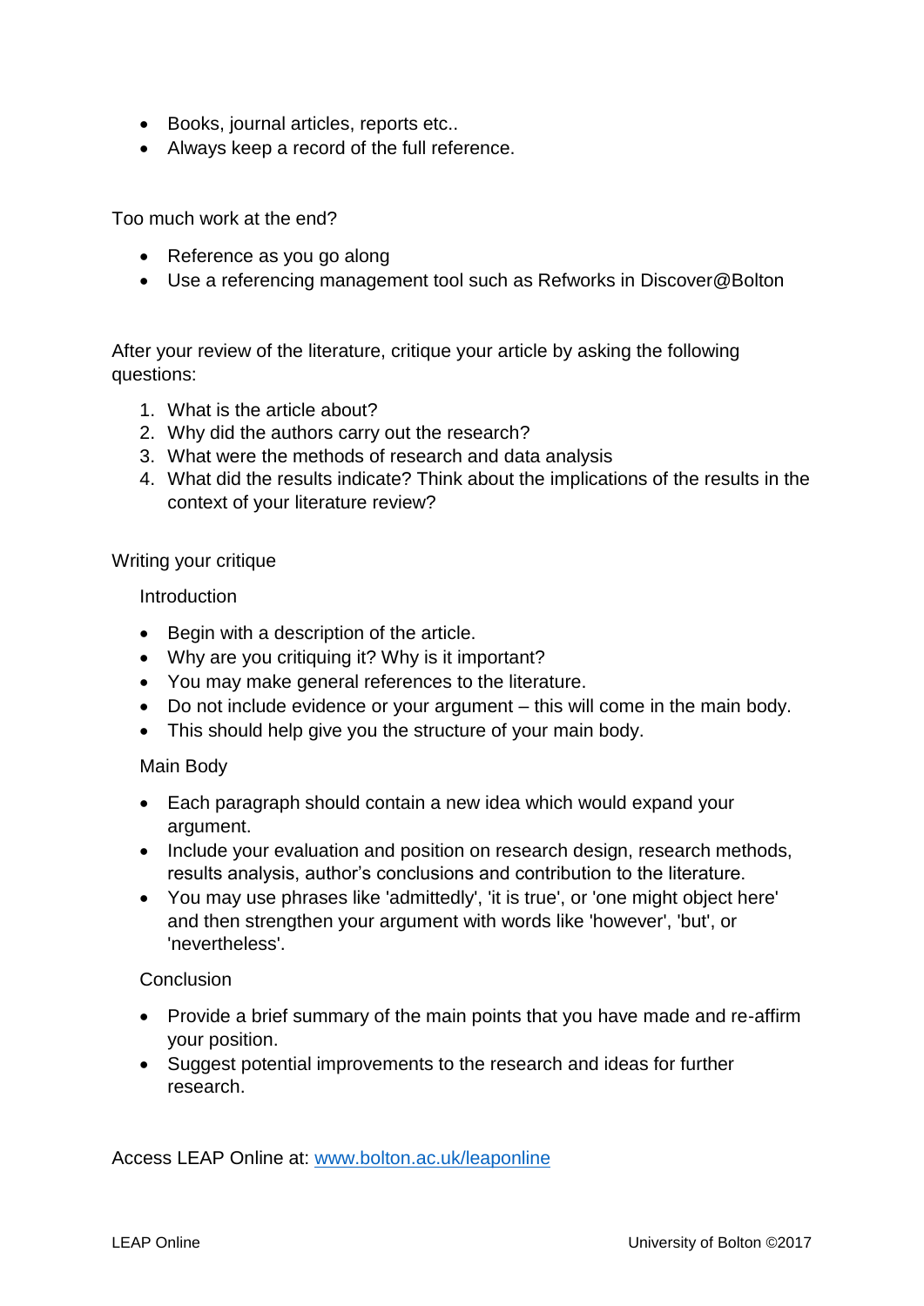- Books, journal articles, reports etc..
- Always keep a record of the full reference.

Too much work at the end?

- Reference as you go along
- Use a referencing management tool such as Refworks in Discover@Bolton

After your review of the literature, critique your article by asking the following questions:

1. What is the article about?
2. Why did the authors carry out the research?
3. What were the methods of research and data analysis
4. What did the results indicate? Think about the implications of the results in the context of your literature review?

Writing your critique

Introduction

- Begin with a description of the article.
- Why are you critiquing it? Why is it important?
- You may make general references to the literature.
- Do not include evidence or your argument – this will come in the main body.
- This should help give you the structure of your main body.

Main Body

- Each paragraph should contain a new idea which would expand your argument.
- Include your evaluation and position on research design, research methods, results analysis, author's conclusions and contribution to the literature.
- You may use phrases like 'admittedly', 'it is true', or 'one might object here' and then strengthen your argument with words like 'however', 'but', or 'nevertheless'.

Conclusion

- Provide a brief summary of the main points that you have made and re-affirm your position.
- Suggest potential improvements to the research and ideas for further research.

Access LEAP Online at: [www.bolton.ac.uk/leaponline](http://www.bolton.ac.uk/leaponline)